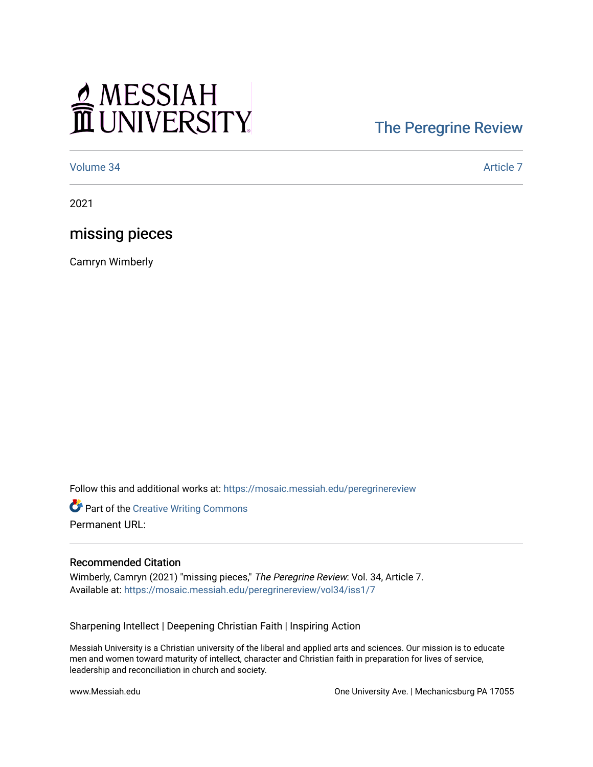MESSIAH UNIVERSITY

The Peregrine Review

Volume 34 | Article 7

2021

# missing pieces

Camryn Wimberly

Follow this and additional works at: https://mosaic.messiah.edu/peregrinereview

Part of the Creative Writing Commons

Permanent URL:

## Recommended Citation

Wimberly, Camryn (2021) "missing pieces," *The Peregrine Review*: Vol. 34, Article 7.
Available at: https://mosaic.messiah.edu/peregrinereview/vol34/iss1/7

Sharpening Intellect | Deepening Christian Faith | Inspiring Action

Messiah University is a Christian university of the liberal and applied arts and sciences. Our mission is to educate men and women toward maturity of intellect, character and Christian faith in preparation for lives of service, leadership and reconciliation in church and society.

www.Messiah.edu

One University Ave. | Mechanicsburg PA 17055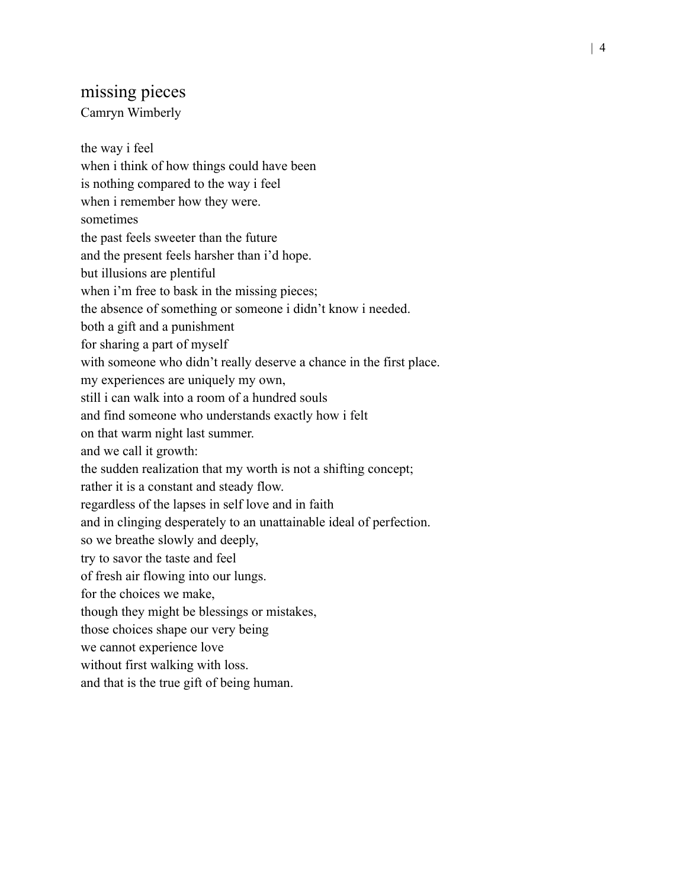## missing pieces

Camryn Wimberly

the way i feel  
when i think of how things could have been  
is nothing compared to the way i feel  
when i remember how they were.  
sometimes  
the past feels sweeter than the future  
and the present feels harsher than i'd hope.  
but illusions are plentiful  
when i'm free to bask in the missing pieces;  
the absence of something or someone i didn't know i needed.  
both a gift and a punishment  
for sharing a part of myself  
with someone who didn't really deserve a chance in the first place.  
my experiences are uniquely my own,  
still i can walk into a room of a hundred souls  
and find someone who understands exactly how i felt  
on that warm night last summer.  
and we call it growth:  
the sudden realization that my worth is not a shifting concept;  
rather it is a constant and steady flow.  
regardless of the lapses in self love and in faith  
and in clinging desperately to an unattainable ideal of perfection.  
so we breathe slowly and deeply,  
try to savor the taste and feel  
of fresh air flowing into our lungs.  
for the choices we make,  
though they might be blessings or mistakes,  
those choices shape our very being  
we cannot experience love  
without first walking with loss.  
and that is the true gift of being human.